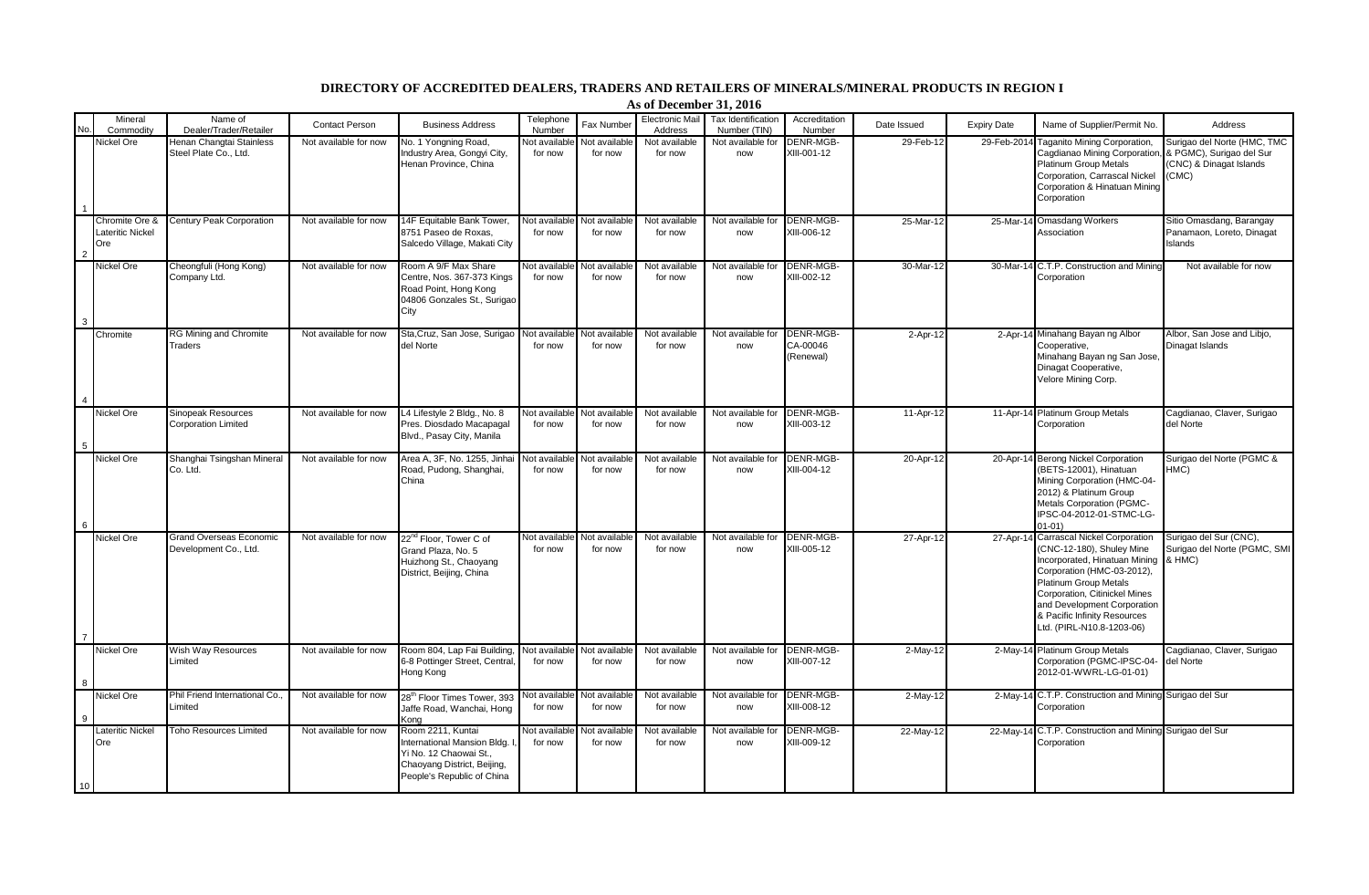# DIRECTORY OF ACCREDITED DEALERS, TRADERS AND RETAILERS OF MINERALS/MINERAL PRODUCTS IN REGION I

**As of December 31, 2016**

| No. | Mineral Commodity | Name of Dealer/Trader/Retailer | Contact Person | Business Address | Telephone Number | Fax Number | Electronic Mail Address | Tax Identification Number (TIN) | Accreditation Number | Date Issued | Expiry Date | Name of Supplier/Permit No. | Address |
|---|---|---|---|---|---|---|---|---|---|---|---|---|---|
| 1 | Nickel Ore | Henan Changtai Stainless Steel Plate Co., Ltd. | Not available for now | No. 1 Yongning Road, Industry Area, Gongyi City, Henan Province, China | Not available for now | Not available for now | Not available for now | Not available for now | DENR-MGB-XIII-001-12 | 29-Feb-12 | 29-Feb-2014 | Taganito Mining Corporation, Cagdianao Mining Corporation, Platinum Group Metals Corporation, Carrascal Nickel Corporation & Hinatuan Mining Corporation | Surigao del Norte (HMC, TMC & PGMC), Surigao del Sur (CNC) & Dinagat Islands (CMC) |
| 2 | Chromite Ore & Lateritic Nickel Ore | Century Peak Corporation | Not available for now | 14F Equitable Bank Tower, 8751 Paseo de Roxas, Salcedo Village, Makati City | Not available for now | Not available for now | Not available for now | Not available for now | DENR-MGB-XIII-006-12 | 25-Mar-12 | 25-Mar-14 | Omasdang Workers Association | Sitio Omasdang, Barangay Panamaon, Loreto, Dinagat Islands |
| 3 | Nickel Ore | Cheongfuli (Hong Kong) Company Ltd. | Not available for now | Room A 9/F Max Share Centre, Nos. 367-373 Kings Road Point, Hong Kong 04806 Gonzales St., Surigao City | Not available for now | Not available for now | Not available for now | Not available for now | DENR-MGB-XIII-002-12 | 30-Mar-12 | 30-Mar-14 | C.T.P. Construction and Mining Corporation | Not available for now |
| 4 | Chromite | RG Mining and Chromite Traders | Not available for now | Sta,Cruz, San Jose, Surigao del Norte | Not available for now | Not available for now | Not available for now | Not available for now | DENR-MGB-CA-00046 (Renewal) | 2-Apr-12 | 2-Apr-14 | Minahang Bayan ng Albor Cooperative, Minahang Bayan ng San Jose, Dinagat Cooperative, Velore Mining Corp. | Albor, San Jose and Libjo, Dinagat Islands |
| 5 | Nickel Ore | Sinopeak Resources Corporation Limited | Not available for now | L4 Lifestyle 2 Bldg., No. 8 Pres. Diosdado Macapagal Blvd., Pasay City, Manila | Not available for now | Not available for now | Not available for now | Not available for now | DENR-MGB-XIII-003-12 | 11-Apr-12 | 11-Apr-14 | Platinum Group Metals Corporation | Cagdianao, Claver, Surigao del Norte |
| 6 | Nickel Ore | Shanghai Tsingshan Mineral Co. Ltd. | Not available for now | Area A, 3F, No. 1255, Jinhai Road, Pudong, Shanghai, China | Not available for now | Not available for now | Not available for now | Not available for now | DENR-MGB-XIII-004-12 | 20-Apr-12 | 20-Apr-14 | Berong Nickel Corporation (BETS-12001), Hinatuan Mining Corporation (HMC-04-2012) & Platinum Group Metals Corporation (PGMC-IPSC-04-2012-01-STMC-LG-01-01) | Surigao del Norte (PGMC & HMC) |
| 7 | Nickel Ore | Grand Overseas Economic Development Co., Ltd. | Not available for now | 22nd Floor, Tower C of Grand Plaza, No. 5 Huizhong St., Chaoyang District, Beijing, China | Not available for now | Not available for now | Not available for now | Not available for now | DENR-MGB-XIII-005-12 | 27-Apr-12 | 27-Apr-14 | Carrascal Nickel Corporation (CNC-12-180), Shuley Mine Incorporated, Hinatuan Mining Corporation (HMC-03-2012), Platinum Group Metals Corporation, Citinickel Mines and Development Corporation & Pacific Infinity Resources Ltd. (PIRL-N10.8-1203-06) | Surigao del Sur (CNC), Surigao del Norte (PGMC, SMI & HMC) |
| 8 | Nickel Ore | Wish Way Resources Limited | Not available for now | Room 804, Lap Fai Building, 6-8 Pottinger Street, Central, Hong Kong | Not available for now | Not available for now | Not available for now | Not available for now | DENR-MGB-XIII-007-12 | 2-May-12 | 2-May-14 | Platinum Group Metals Corporation (PGMC-IPSC-04-2012-01-WWRL-LG-01-01) | Cagdianao, Claver, Surigao del Norte |
| 9 | Nickel Ore | Phil Friend International Co., Limited | Not available for now | 28th Floor Times Tower, 393 Jaffe Road, Wanchai, Hong Kong | Not available for now | Not available for now | Not available for now | Not available for now | DENR-MGB-XIII-008-12 | 2-May-12 | 2-May-14 | C.T.P. Construction and Mining Corporation | Surigao del Sur |
| 10 | Lateritic Nickel Ore | Toho Resources Limited | Not available for now | Room 2211, Kuntai International Mansion Bldg. I, Yi No. 12 Chaowai St., Chaoyang District, Beijing, People's Republic of China | Not available for now | Not available for now | Not available for now | Not available for now | DENR-MGB-XIII-009-12 | 22-May-12 | 22-May-14 | C.T.P. Construction and Mining Corporation | Surigao del Sur |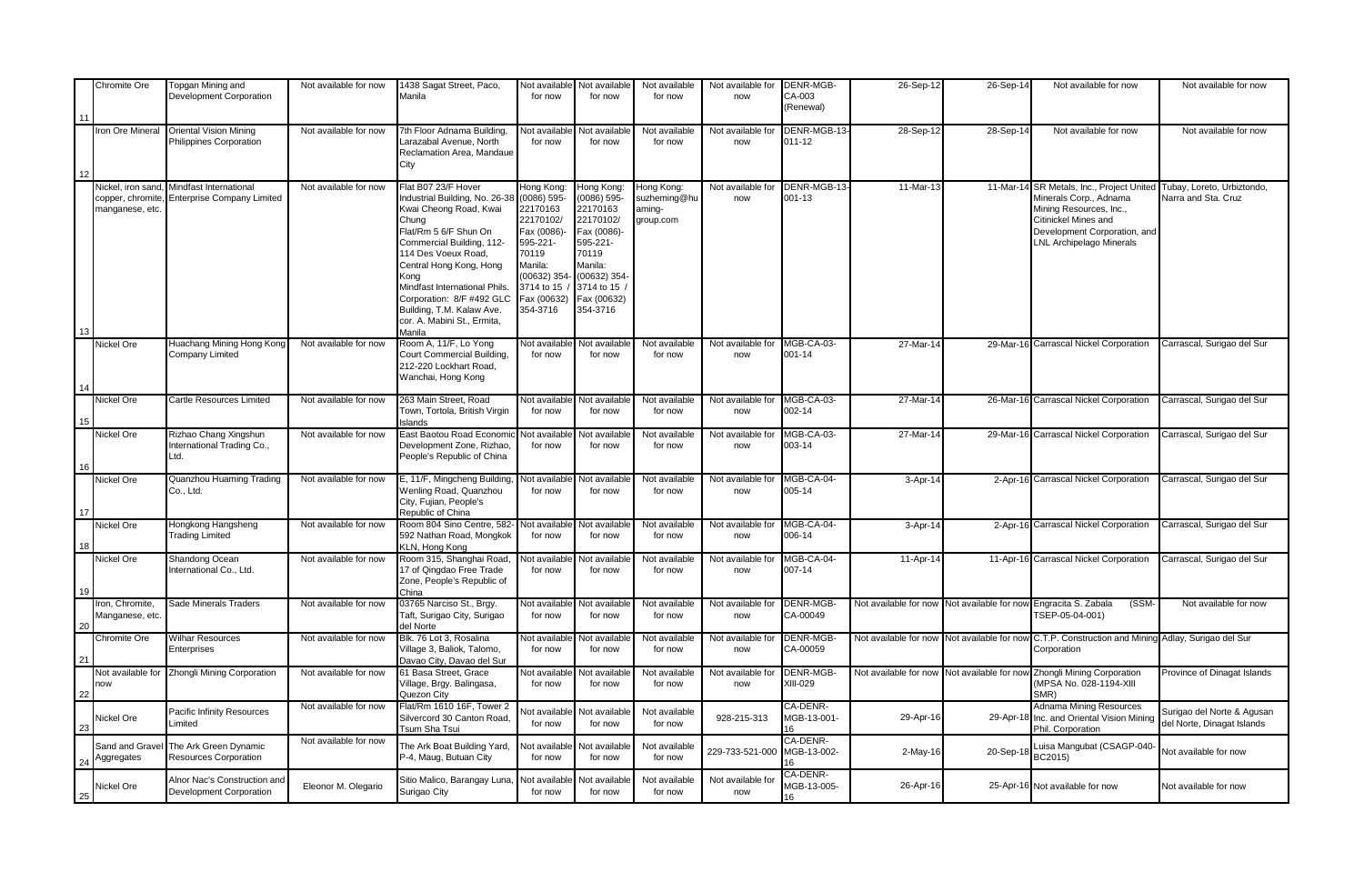| 11 | Chromite Ore | Topgan Mining and Development Corporation | Not available for now | 1438 Sagat Street, Paco, Manila | Not available for now | Not available for now | Not available for now | Not available for now | DENR-MGB-CA-003 (Renewal) | 26-Sep-12 | 26-Sep-14 | Not available for now | Not available for now |
|---|---|---|---|---|---|---|---|---|---|---|---|---|---|
| 12 | Iron Ore Mineral | Oriental Vision Mining Philippines Corporation | Not available for now | 7th Floor Adnama Building, Larazabal Avenue, North Reclamation Area, Mandaue City | Not available for now | Not available for now | Not available for now | Not available for now | DENR-MGB-13-011-12 | 28-Sep-12 | 28-Sep-14 | Not available for now | Not available for now |
| 13 | Nickel, iron sand, copper, chromite, manganese, etc. | Mindfast International Enterprise Company Limited | Not available for now | Flat B07 23/F Hover Industrial Building, No. 26-38 Kwai Cheong Road, Kwai Chung Flat/Rm 5 6/F Shun On Commercial Building, 112-114 Des Voeux Road, Central Hong Kong, Hong Kong Mindfast International Phils. Corporation: 8/F #492 GLC Building, T.M. Kalaw Ave. cor. A. Mabini St., Ermita, Manila | Hong Kong: (0086) 595-22170163 22170102/ Fax (0086)-595-221-70119 Manila: (00632) 354-3714 to 15 / Fax (00632) 354-3716 | Hong Kong: (0086) 595-22170163 22170102/ Fax (0086)-595-221-70119 Manila: (00632) 354-3714 to 15 / Fax (00632) 354-3716 | Hong Kong: suzheming@huaming-group.com | Not available for now | DENR-MGB-13-001-13 | 11-Mar-13 | 11-Mar-14 | SR Metals, Inc., Project United Minerals Corp., Adnama Mining Resources, Inc., Citinickel Mines and Development Corporation, and LNL Archipelago Minerals | Tubay, Loreto, Urbiztondo, Narra and Sta. Cruz |
| 14 | Nickel Ore | Huachang Mining Hong Kong Company Limited | Not available for now | Room A, 11/F, Lo Yong Court Commercial Building, 212-220 Lockhart Road, Wanchai, Hong Kong | Not available for now | Not available for now | Not available for now | Not available for now | MGB-CA-03-001-14 | 27-Mar-14 | 29-Mar-16 | Carrascal Nickel Corporation | Carrascal, Surigao del Sur |
| 15 | Nickel Ore | Cartle Resources Limited | Not available for now | 263 Main Street, Road Town, Tortola, British Virgin Islands | Not available for now | Not available for now | Not available for now | Not available for now | MGB-CA-03-002-14 | 27-Mar-14 | 26-Mar-16 | Carrascal Nickel Corporation | Carrascal, Surigao del Sur |
| 16 | Nickel Ore | Rizhao Chang Xingshun International Trading Co., Ltd. | Not available for now | East Baotou Road Economic Development Zone, Rizhao, People's Republic of China | Not available for now | Not available for now | Not available for now | Not available for now | MGB-CA-03-003-14 | 27-Mar-14 | 29-Mar-16 | Carrascal Nickel Corporation | Carrascal, Surigao del Sur |
| 17 | Nickel Ore | Quanzhou Huaming Trading Co., Ltd. | Not available for now | E, 11/F, Mingcheng Building, Wenling Road, Quanzhou City, Fujian, People's Republic of China | Not available for now | Not available for now | Not available for now | Not available for now | MGB-CA-04-005-14 | 3-Apr-14 | 2-Apr-16 | Carrascal Nickel Corporation | Carrascal, Surigao del Sur |
| 18 | Nickel Ore | Hongkong Hangsheng Trading Limited | Not available for now | Room 804 Sino Centre, 582-592 Nathan Road, Mongkok KLN, Hong Kong | Not available for now | Not available for now | Not available for now | Not available for now | MGB-CA-04-006-14 | 3-Apr-14 | 2-Apr-16 | Carrascal Nickel Corporation | Carrascal, Surigao del Sur |
| 19 | Nickel Ore | Shandong Ocean International Co., Ltd. | Not available for now | Room 315, Shanghai Road, 17 of Qingdao Free Trade Zone, People's Republic of China | Not available for now | Not available for now | Not available for now | Not available for now | MGB-CA-04-007-14 | 11-Apr-14 | 11-Apr-16 | Carrascal Nickel Corporation | Carrascal, Surigao del Sur |
| 20 | Iron, Chromite, Manganese, etc. | Sade Minerals Traders | Not available for now | 03765 Narciso St., Brgy. Taft, Surigao City, Surigao del Norte | Not available for now | Not available for now | Not available for now | Not available for now | DENR-MGB-CA-00049 | Not available for now | Not available for now | Engracita S. Zabala (SSM-TSEP-05-04-001) | Not available for now |
| 21 | Chromite Ore | Wilhar Resources Enterprises | Not available for now | Blk. 76 Lot 3, Rosalina Village 3, Baliok, Talomo, Davao City, Davao del Sur | Not available for now | Not available for now | Not available for now | Not available for now | DENR-MGB-CA-00059 | Not available for now | Not available for now | C.T.P. Construction and Mining Corporation | Adlay, Surigao del Sur |
| 22 | Not available for now | Zhongli Mining Corporation | Not available for now | 61 Basa Street, Grace Village, Brgy. Balingasa, Quezon City | Not available for now | Not available for now | Not available for now | Not available for now | DENR-MGB-XIII-029 | Not available for now | Not available for now | Zhongli Mining Corporation (MPSA No. 028-1194-XIII SMR) | Province of Dinagat Islands |
| 23 | Nickel Ore | Pacific Infinity Resources Limited | Not available for now | Flat/Rm 1610 16F, Tower 2 Silvercord 30 Canton Road, Tsum Sha Tsui | Not available for now | Not available for now | Not available for now | 928-215-313 | CA-DENR-MGB-13-001-16 | 29-Apr-16 | 29-Apr-18 | Adnama Mining Resources Inc. and Oriental Vision Mining Phil. Corporation | Surigao del Norte & Agusan del Norte, Dinagat Islands |
| 24 | Sand and Gravel Aggregates | The Ark Green Dynamic Resources Corporation | Not available for now | The Ark Boat Building Yard, P-4, Maug, Butuan City | Not available for now | Not available for now | Not available for now | 229-733-521-000 | CA-DENR-MGB-13-002-16 | 2-May-16 | 20-Sep-18 | Luisa Mangubat (CSAGP-040-BC2015) | Not available for now |
| 25 | Nickel Ore | Alnor Nac's Construction and Development Corporation | Eleonor M. Olegario | Sitio Malico, Barangay Luna, Surigao City | Not available for now | Not available for now | Not available for now | Not available for now | CA-DENR-MGB-13-005-16 | 26-Apr-16 | 25-Apr-16 | Not available for now | Not available for now |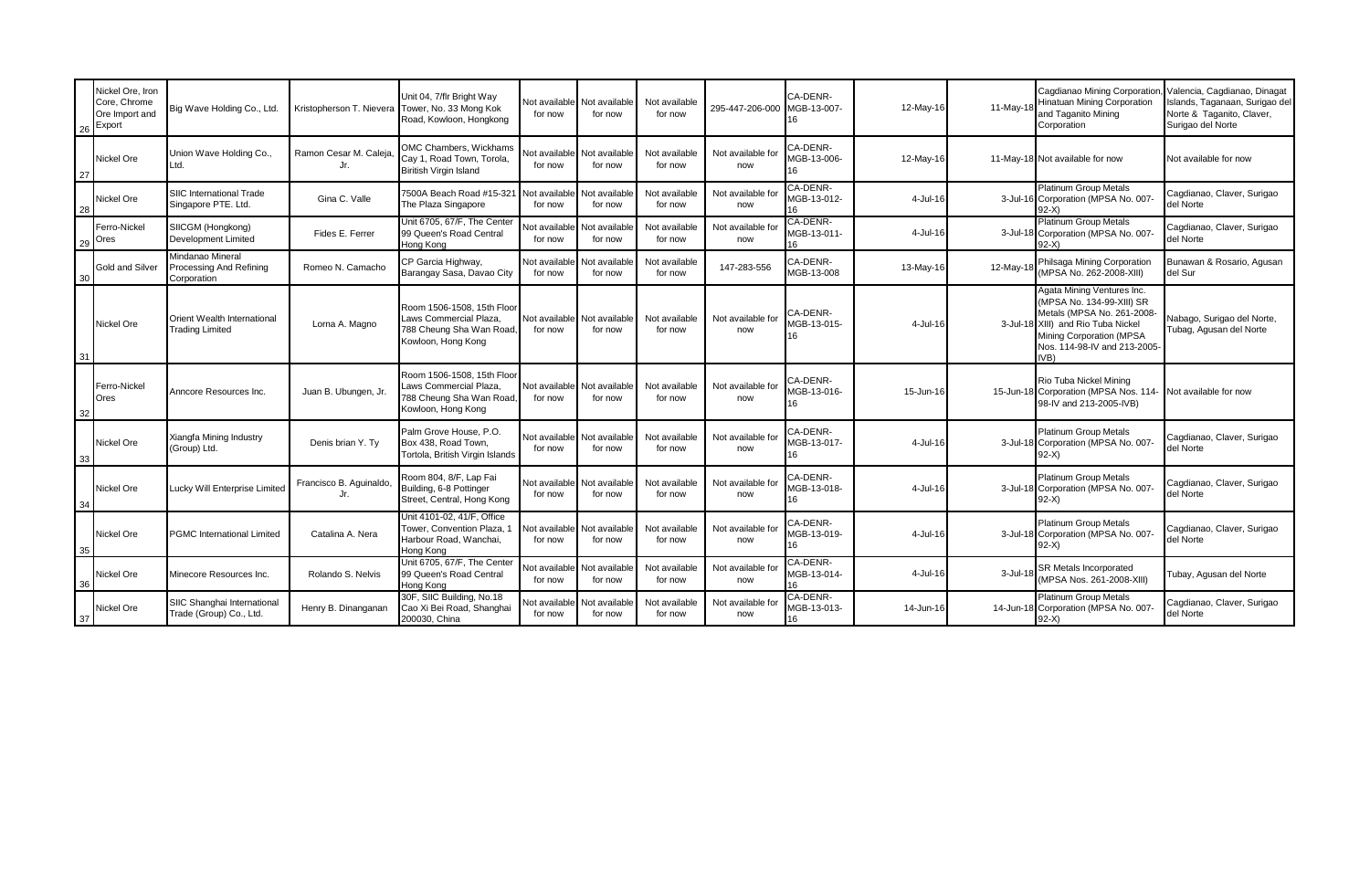| | | | | | | | | | | | | | |
|---|---|---|---|---|---|---|---|---|---|---|---|---|---|
| 26 | Nickel Ore, Iron Core, Chrome Ore Import and Export | Big Wave Holding Co., Ltd. | Kristopherson T. Nievera | Unit 04, 7/flr Bright Way Tower, No. 33 Mong Kok Road, Kowloon, Hongkong | Not available for now | Not available for now | Not available for now | 295-447-206-000 | CA-DENR-MGB-13-007-16 | 12-May-16 | 11-May-18 | Cagdianao Mining Corporation, Hinatuan Mining Corporation and Taganito Mining Corporation | Valencia, Cagdianao, Dinagat Islands, Taganaan, Surigao del Norte & Taganito, Claver, Surigao del Norte |
| 27 | Nickel Ore | Union Wave Holding Co., Ltd. | Ramon Cesar M. Caleja, Jr. | OMC Chambers, Wickhams Cay 1, Road Town, Torola, Biritish Virgin Island | Not available for now | Not available for now | Not available for now | Not available for now | CA-DENR-MGB-13-006-16 | 12-May-16 | 11-May-18 | Not available for now | Not available for now |
| 28 | Nickel Ore | SIIC International Trade Singapore PTE. Ltd. | Gina C. Valle | 7500A Beach Road #15-321 The Plaza Singapore | Not available for now | Not available for now | Not available for now | Not available for now | CA-DENR-MGB-13-012-16 | 4-Jul-16 | 3-Jul-16 | Platinum Group Metals Corporation (MPSA No. 007-92-X) | Cagdianao, Claver, Surigao del Norte |
| 29 | Ferro-Nickel Ores | SIICGM (Hongkong) Development Limited | Fides E. Ferrer | Unit 6705, 67/F, The Center 99 Queen's Road Central Hong Kong | Not available for now | Not available for now | Not available for now | Not available for now | CA-DENR-MGB-13-011-16 | 4-Jul-16 | 3-Jul-18 | Platinum Group Metals Corporation (MPSA No. 007-92-X) | Cagdianao, Claver, Surigao del Norte |
| 30 | Gold and Silver | Mindanao Mineral Processing And Refining Corporation | Romeo N. Camacho | CP Garcia Highway, Barangay Sasa, Davao City | Not available for now | Not available for now | Not available for now | 147-283-556 | CA-DENR-MGB-13-008 | 13-May-16 | 12-May-18 | Philsaga Mining Corporation (MPSA No. 262-2008-XIII) | Bunawan & Rosario, Agusan del Sur |
| 31 | Nickel Ore | Orient Wealth International Trading Limited | Lorna A. Magno | Room 1506-1508, 15th Floor Laws Commercial Plaza, 788 Cheung Sha Wan Road, Kowloon, Hong Kong | Not available for now | Not available for now | Not available for now | Not available for now | CA-DENR-MGB-13-015-16 | 4-Jul-16 | 3-Jul-18 | Agata Mining Ventures Inc. (MPSA No. 134-99-XIII) SR Metals (MPSA No. 261-2008-XIII) and Rio Tuba Nickel Mining Corporation (MPSA Nos. 114-98-IV and 213-2005-IVB) | Nabago, Surigao del Norte, Tubag, Agusan del Norte |
| 32 | Ferro-Nickel Ores | Anncore Resources Inc. | Juan B. Ubungen, Jr. | Room 1506-1508, 15th Floor Laws Commercial Plaza, 788 Cheung Sha Wan Road, Kowloon, Hong Kong | Not available for now | Not available for now | Not available for now | Not available for now | CA-DENR-MGB-13-016-16 | 15-Jun-16 | 15-Jun-18 | Rio Tuba Nickel Mining Corporation (MPSA Nos. 114-98-IV and 213-2005-IVB) | Not available for now |
| 33 | Nickel Ore | Xiangfa Mining Industry (Group) Ltd. | Denis brian Y. Ty | Palm Grove House, P.O. Box 438, Road Town, Tortola, British Virgin Islands | Not available for now | Not available for now | Not available for now | Not available for now | CA-DENR-MGB-13-017-16 | 4-Jul-16 | 3-Jul-18 | Platinum Group Metals Corporation (MPSA No. 007-92-X) | Cagdianao, Claver, Surigao del Norte |
| 34 | Nickel Ore | Lucky Will Enterprise Limited | Francisco B. Aguinaldo, Jr. | Room 804, 8/F, Lap Fai Building, 6-8 Pottinger Street, Central, Hong Kong | Not available for now | Not available for now | Not available for now | Not available for now | CA-DENR-MGB-13-018-16 | 4-Jul-16 | 3-Jul-18 | Platinum Group Metals Corporation (MPSA No. 007-92-X) | Cagdianao, Claver, Surigao del Norte |
| 35 | Nickel Ore | PGMC International Limited | Catalina A. Nera | Unit 4101-02, 41/F, Office Tower, Convention Plaza, 1 Harbour Road, Wanchai, Hong Kong | Not available for now | Not available for now | Not available for now | Not available for now | CA-DENR-MGB-13-019-16 | 4-Jul-16 | 3-Jul-18 | Platinum Group Metals Corporation (MPSA No. 007-92-X) | Cagdianao, Claver, Surigao del Norte |
| 36 | Nickel Ore | Minecore Resources Inc. | Rolando S. Nelvis | Unit 6705, 67/F, The Center 99 Queen's Road Central Hong Kong | Not available for now | Not available for now | Not available for now | Not available for now | CA-DENR-MGB-13-014-16 | 4-Jul-16 | 3-Jul-18 | SR Metals Incorporated (MPSA Nos. 261-2008-XIII) | Tubay, Agusan del Norte |
| 37 | Nickel Ore | SIIC Shanghai International Trade (Group) Co., Ltd. | Henry B. Dinanganan | 30F, SIIC Building, No.18 Cao Xi Bei Road, Shanghai 200030, China | Not available for now | Not available for now | Not available for now | Not available for now | CA-DENR-MGB-13-013-16 | 14-Jun-16 | 14-Jun-18 | Platinum Group Metals Corporation (MPSA No. 007-92-X) | Cagdianao, Claver, Surigao del Norte |